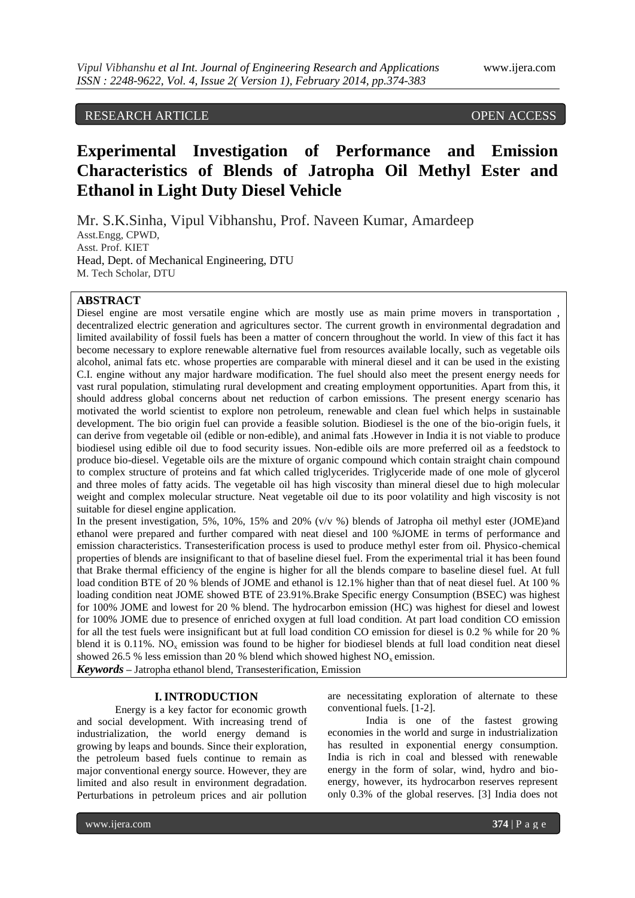RESEARCH ARTICLE OPEN ACCESS

# Experimental Investigation of Performance and Emission Characteristics of Blends of Jatropha Oil Methyl Ester and Ethanol in Light Duty Diesel Vehicle

Mr. S.K.Sinha, Vipul Vibhanshu, Prof. Naveen Kumar, Amardeep

Asst.Engg, CPWD,
Asst. Prof. KIET
Head, Dept. of Mechanical Engineering, DTU
M. Tech Scholar, DTU

## ABSTRACT

Diesel engine are most versatile engine which are mostly use as main prime movers in transportation , decentralized electric generation and agricultures sector. The current growth in environmental degradation and limited availability of fossil fuels has been a matter of concern throughout the world. In view of this fact it has become necessary to explore renewable alternative fuel from resources available locally, such as vegetable oils alcohol, animal fats etc. whose properties are comparable with mineral diesel and it can be used in the existing C.I. engine without any major hardware modification. The fuel should also meet the present energy needs for vast rural population, stimulating rural development and creating employment opportunities. Apart from this, it should address global concerns about net reduction of carbon emissions. The present energy scenario has motivated the world scientist to explore non petroleum, renewable and clean fuel which helps in sustainable development. The bio origin fuel can provide a feasible solution. Biodiesel is the one of the bio-origin fuels, it can derive from vegetable oil (edible or non-edible), and animal fats .However in India it is not viable to produce biodiesel using edible oil due to food security issues. Non-edible oils are more preferred oil as a feedstock to produce bio-diesel. Vegetable oils are the mixture of organic compound which contain straight chain compound to complex structure of proteins and fat which called triglycerides. Triglyceride made of one mole of glycerol and three moles of fatty acids. The vegetable oil has high viscosity than mineral diesel due to high molecular weight and complex molecular structure. Neat vegetable oil due to its poor volatility and high viscosity is not suitable for diesel engine application.

In the present investigation, 5%, 10%, 15% and 20% (v/v %) blends of Jatropha oil methyl ester (JOME)and ethanol were prepared and further compared with neat diesel and 100 %JOME in terms of performance and emission characteristics. Transesterification process is used to produce methyl ester from oil. Physico-chemical properties of blends are insignificant to that of baseline diesel fuel. From the experimental trial it has been found that Brake thermal efficiency of the engine is higher for all the blends compare to baseline diesel fuel. At full load condition BTE of 20 % blends of JOME and ethanol is 12.1% higher than that of neat diesel fuel. At 100 % loading condition neat JOME showed BTE of 23.91%.Brake Specific energy Consumption (BSEC) was highest for 100% JOME and lowest for 20 % blend. The hydrocarbon emission (HC) was highest for diesel and lowest for 100% JOME due to presence of enriched oxygen at full load condition. At part load condition CO emission for all the test fuels were insignificant but at full load condition CO emission for diesel is 0.2 % while for 20 % blend it is 0.11%. $NO_x$ emission was found to be higher for biodiesel blends at full load condition neat diesel showed 26.5 % less emission than 20 % blend which showed highest $NO_x$ emission.

***Keywords*** – Jatropha ethanol blend, Transesterification, Emission

## I. INTRODUCTION

Energy is a key factor for economic growth and social development. With increasing trend of industrialization, the world energy demand is growing by leaps and bounds. Since their exploration, the petroleum based fuels continue to remain as major conventional energy source. However, they are limited and also result in environment degradation. Perturbations in petroleum prices and air pollution are necessitating exploration of alternate to these conventional fuels. [1-2].

India is one of the fastest growing economies in the world and surge in industrialization has resulted in exponential energy consumption. India is rich in coal and blessed with renewable energy in the form of solar, wind, hydro and bio-energy, however, its hydrocarbon reserves represent only 0.3% of the global reserves. [3] India does not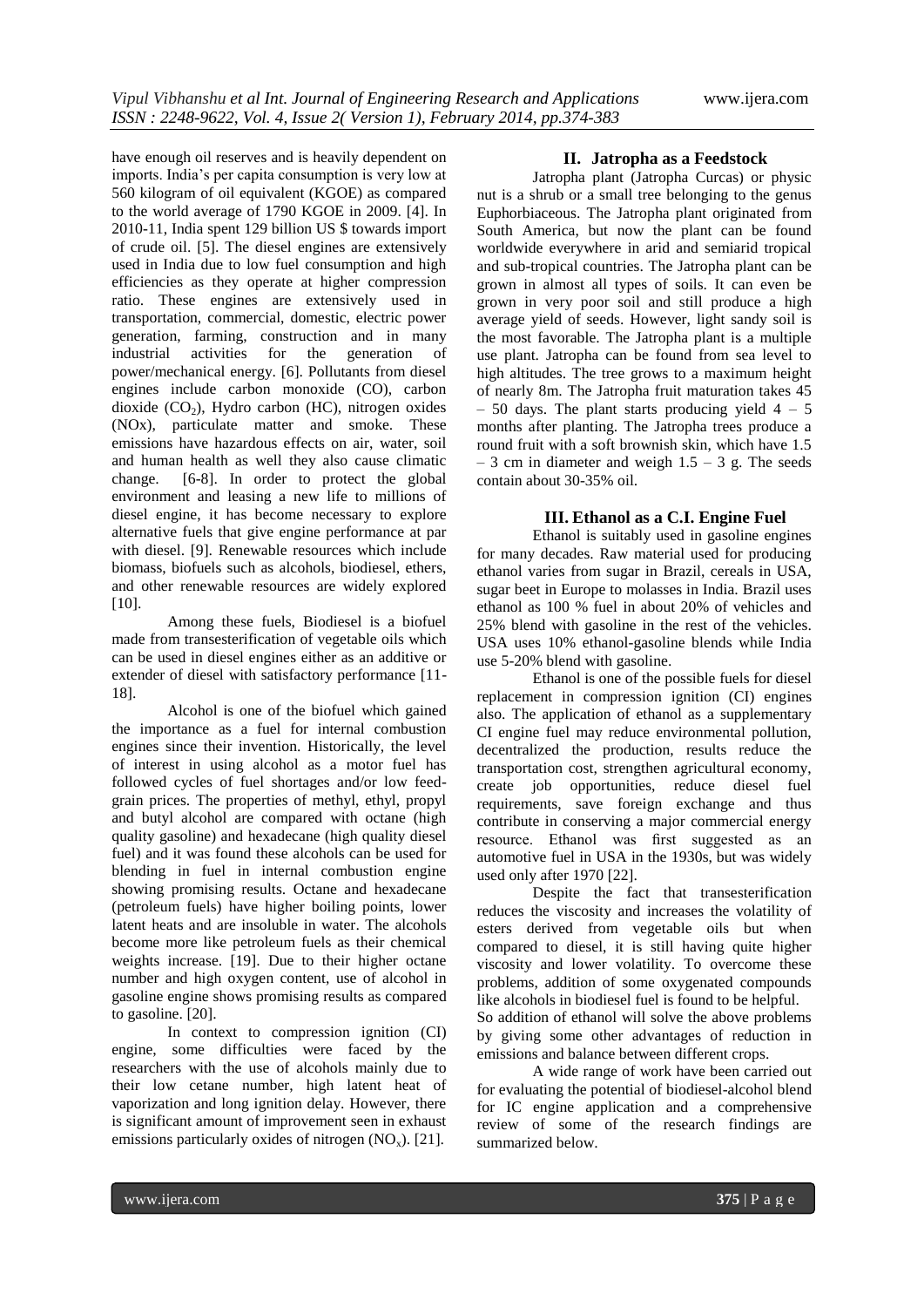have enough oil reserves and is heavily dependent on imports. India's per capita consumption is very low at 560 kilogram of oil equivalent (KGOE) as compared to the world average of 1790 KGOE in 2009. [4]. In 2010-11, India spent 129 billion US $ towards import of crude oil. [5]. The diesel engines are extensively used in India due to low fuel consumption and high efficiencies as they operate at higher compression ratio. These engines are extensively used in transportation, commercial, domestic, electric power generation, farming, construction and in many industrial activities for the generation of power/mechanical energy. [6]. Pollutants from diesel engines include carbon monoxide (CO), carbon dioxide ($CO_2$), Hydro carbon (HC), nitrogen oxides (NOx), particulate matter and smoke. These emissions have hazardous effects on air, water, soil and human health as well they also cause climatic change. [6-8]. In order to protect the global environment and leasing a new life to millions of diesel engine, it has become necessary to explore alternative fuels that give engine performance at par with diesel. [9]. Renewable resources which include biomass, biofuels such as alcohols, biodiesel, ethers, and other renewable resources are widely explored [10].

Among these fuels, Biodiesel is a biofuel made from transesterification of vegetable oils which can be used in diesel engines either as an additive or extender of diesel with satisfactory performance [11-18].

Alcohol is one of the biofuel which gained the importance as a fuel for internal combustion engines since their invention. Historically, the level of interest in using alcohol as a motor fuel has followed cycles of fuel shortages and/or low feed-grain prices. The properties of methyl, ethyl, propyl and butyl alcohol are compared with octane (high quality gasoline) and hexadecane (high quality diesel fuel) and it was found these alcohols can be used for blending in fuel in internal combustion engine showing promising results. Octane and hexadecane (petroleum fuels) have higher boiling points, lower latent heats and are insoluble in water. The alcohols become more like petroleum fuels as their chemical weights increase. [19]. Due to their higher octane number and high oxygen content, use of alcohol in gasoline engine shows promising results as compared to gasoline. [20].

In context to compression ignition (CI) engine, some difficulties were faced by the researchers with the use of alcohols mainly due to their low cetane number, high latent heat of vaporization and long ignition delay. However, there is significant amount of improvement seen in exhaust emissions particularly oxides of nitrogen ($NO_x$). [21].

## II. Jatropha as a Feedstock

Jatropha plant (Jatropha Curcas) or physic nut is a shrub or a small tree belonging to the genus Euphorbiaceous. The Jatropha plant originated from South America, but now the plant can be found worldwide everywhere in arid and semiarid tropical and sub-tropical countries. The Jatropha plant can be grown in almost all types of soils. It can even be grown in very poor soil and still produce a high average yield of seeds. However, light sandy soil is the most favorable. The Jatropha plant is a multiple use plant. Jatropha can be found from sea level to high altitudes. The tree grows to a maximum height of nearly 8m. The Jatropha fruit maturation takes 45 – 50 days. The plant starts producing yield 4 – 5 months after planting. The Jatropha trees produce a round fruit with a soft brownish skin, which have 1.5 – 3 cm in diameter and weigh 1.5 – 3 g. The seeds contain about 30-35% oil.

## III. Ethanol as a C.I. Engine Fuel

Ethanol is suitably used in gasoline engines for many decades. Raw material used for producing ethanol varies from sugar in Brazil, cereals in USA, sugar beet in Europe to molasses in India. Brazil uses ethanol as 100 % fuel in about 20% of vehicles and 25% blend with gasoline in the rest of the vehicles. USA uses 10% ethanol-gasoline blends while India use 5-20% blend with gasoline.

Ethanol is one of the possible fuels for diesel replacement in compression ignition (CI) engines also. The application of ethanol as a supplementary CI engine fuel may reduce environmental pollution, decentralized the production, results reduce the transportation cost, strengthen agricultural economy, create job opportunities, reduce diesel fuel requirements, save foreign exchange and thus contribute in conserving a major commercial energy resource. Ethanol was first suggested as an automotive fuel in USA in the 1930s, but was widely used only after 1970 [22].

Despite the fact that transesterification reduces the viscosity and increases the volatility of esters derived from vegetable oils but when compared to diesel, it is still having quite higher viscosity and lower volatility. To overcome these problems, addition of some oxygenated compounds like alcohols in biodiesel fuel is found to be helpful. So addition of ethanol will solve the above problems by giving some other advantages of reduction in emissions and balance between different crops.

A wide range of work have been carried out for evaluating the potential of biodiesel-alcohol blend for IC engine application and a comprehensive review of some of the research findings are summarized below.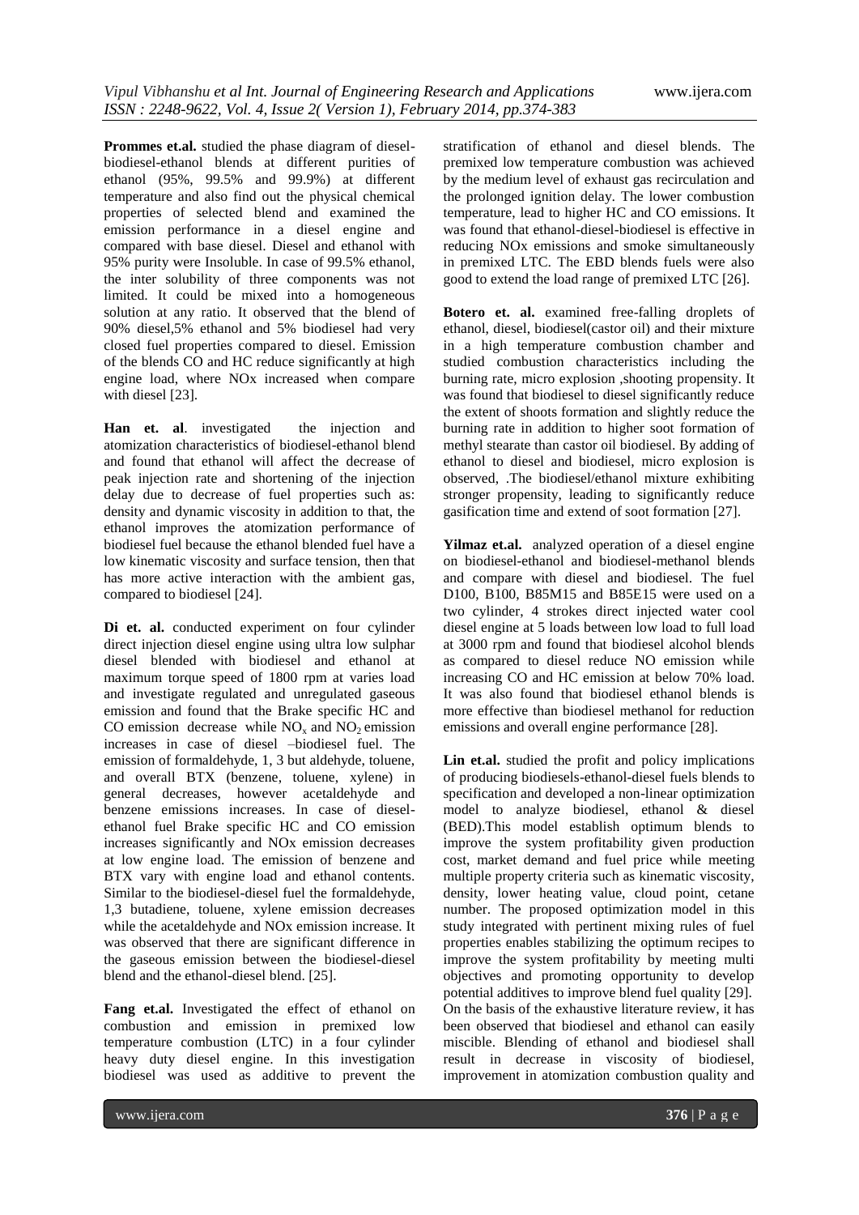**Prommes et.al.** studied the phase diagram of diesel-biodiesel-ethanol blends at different purities of ethanol (95%, 99.5% and 99.9%) at different temperature and also find out the physical chemical properties of selected blend and examined the emission performance in a diesel engine and compared with base diesel. Diesel and ethanol with 95% purity were Insoluble. In case of 99.5% ethanol, the inter solubility of three components was not limited. It could be mixed into a homogeneous solution at any ratio. It observed that the blend of 90% diesel,5% ethanol and 5% biodiesel had very closed fuel properties compared to diesel. Emission of the blends CO and HC reduce significantly at high engine load, where NOx increased when compare with diesel [23].

**Han et. al**. investigated the injection and atomization characteristics of biodiesel-ethanol blend and found that ethanol will affect the decrease of peak injection rate and shortening of the injection delay due to decrease of fuel properties such as: density and dynamic viscosity in addition to that, the ethanol improves the atomization performance of biodiesel fuel because the ethanol blended fuel have a low kinematic viscosity and surface tension, then that has more active interaction with the ambient gas, compared to biodiesel [24].

**Di et. al.** conducted experiment on four cylinder direct injection diesel engine using ultra low sulphar diesel blended with biodiesel and ethanol at maximum torque speed of 1800 rpm at varies load and investigate regulated and unregulated gaseous emission and found that the Brake specific HC and CO emission decrease while $NO_x$ and $NO_2$ emission increases in case of diesel –biodiesel fuel. The emission of formaldehyde, 1, 3 but aldehyde, toluene, and overall BTX (benzene, toluene, xylene) in general decreases, however acetaldehyde and benzene emissions increases. In case of diesel-ethanol fuel Brake specific HC and CO emission increases significantly and NOx emission decreases at low engine load. The emission of benzene and BTX vary with engine load and ethanol contents. Similar to the biodiesel-diesel fuel the formaldehyde, 1,3 butadiene, toluene, xylene emission decreases while the acetaldehyde and NOx emission increase. It was observed that there are significant difference in the gaseous emission between the biodiesel-diesel blend and the ethanol-diesel blend. [25].

**Fang et.al.** Investigated the effect of ethanol on combustion and emission in premixed low temperature combustion (LTC) in a four cylinder heavy duty diesel engine. In this investigation biodiesel was used as additive to prevent the stratification of ethanol and diesel blends. The premixed low temperature combustion was achieved by the medium level of exhaust gas recirculation and the prolonged ignition delay. The lower combustion temperature, lead to higher HC and CO emissions. It was found that ethanol-diesel-biodiesel is effective in reducing NOx emissions and smoke simultaneously in premixed LTC. The EBD blends fuels were also good to extend the load range of premixed LTC [26].

**Botero et. al.** examined free-falling droplets of ethanol, diesel, biodiesel(castor oil) and their mixture in a high temperature combustion chamber and studied combustion characteristics including the burning rate, micro explosion ,shooting propensity. It was found that biodiesel to diesel significantly reduce the extent of shoots formation and slightly reduce the burning rate in addition to higher soot formation of methyl stearate than castor oil biodiesel. By adding of ethanol to diesel and biodiesel, micro explosion is observed, .The biodiesel/ethanol mixture exhibiting stronger propensity, leading to significantly reduce gasification time and extend of soot formation [27].

**Yilmaz et.al.** analyzed operation of a diesel engine on biodiesel-ethanol and biodiesel-methanol blends and compare with diesel and biodiesel. The fuel D100, B100, B85M15 and B85E15 were used on a two cylinder, 4 strokes direct injected water cool diesel engine at 5 loads between low load to full load at 3000 rpm and found that biodiesel alcohol blends as compared to diesel reduce NO emission while increasing CO and HC emission at below 70% load. It was also found that biodiesel ethanol blends is more effective than biodiesel methanol for reduction emissions and overall engine performance [28].

**Lin et.al.** studied the profit and policy implications of producing biodiesels-ethanol-diesel fuels blends to specification and developed a non-linear optimization model to analyze biodiesel, ethanol & diesel (BED).This model establish optimum blends to improve the system profitability given production cost, market demand and fuel price while meeting multiple property criteria such as kinematic viscosity, density, lower heating value, cloud point, cetane number. The proposed optimization model in this study integrated with pertinent mixing rules of fuel properties enables stabilizing the optimum recipes to improve the system profitability by meeting multi objectives and promoting opportunity to develop potential additives to improve blend fuel quality [29].

On the basis of the exhaustive literature review, it has been observed that biodiesel and ethanol can easily miscible. Blending of ethanol and biodiesel shall result in decrease in viscosity of biodiesel, improvement in atomization combustion quality and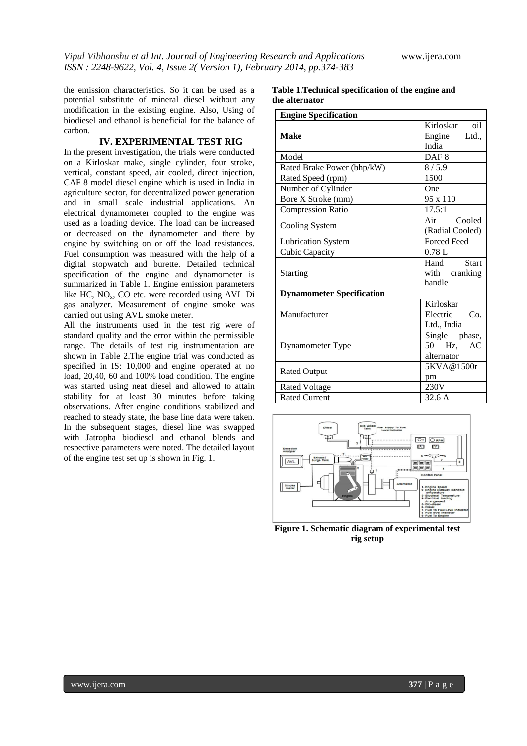the emission characteristics. So it can be used as a potential substitute of mineral diesel without any modification in the existing engine. Also, Using of biodiesel and ethanol is beneficial for the balance of carbon.

## IV. EXPERIMENTAL TEST RIG

In the present investigation, the trials were conducted on a Kirloskar make, single cylinder, four stroke, vertical, constant speed, air cooled, direct injection, CAF 8 model diesel engine which is used in India in agriculture sector, for decentralized power generation and in small scale industrial applications. An electrical dynamometer coupled to the engine was used as a loading device. The load can be increased or decreased on the dynamometer and there by engine by switching on or off the load resistances. Fuel consumption was measured with the help of a digital stopwatch and burette. Detailed technical specification of the engine and dynamometer is summarized in Table 1. Engine emission parameters like HC, $NO_x$, CO etc. were recorded using AVL Di gas analyzer. Measurement of engine smoke was carried out using AVL smoke meter.

All the instruments used in the test rig were of standard quality and the error within the permissible range. The details of test rig instrumentation are shown in Table 2.The engine trial was conducted as specified in IS: 10,000 and engine operated at no load, 20,40, 60 and 100% load condition. The engine was started using neat diesel and allowed to attain stability for at least 30 minutes before taking observations. After engine conditions stabilized and reached to steady state, the base line data were taken. In the subsequent stages, diesel line was swapped with Jatropha biodiesel and ethanol blends and respective parameters were noted. The detailed layout of the engine test set up is shown in Fig. 1.

**Table 1.Technical specification of the engine and the alternator**

| **Engine Specification** | |
|---|---|
| **Make** | Kirloskar oil Engine Ltd., India |
| Model | DAF 8 |
| Rated Brake Power (bhp/kW) | 8 / 5.9 |
| Rated Speed (rpm) | 1500 |
| Number of Cylinder | One |
| Bore X Stroke (mm) | 95 x 110 |
| Compression Ratio | 17.5:1 |
| Cooling System | Air Cooled (Radial Cooled) |
| Lubrication System | Forced Feed |
| Cubic Capacity | 0.78 L |
| Starting | Hand Start with cranking handle |
| **Dynamometer Specification** | |
| Manufacturer | Kirloskar Electric Co. Ltd., India |
| Dynamometer Type | Single phase, 50 Hz, AC alternator |
| Rated Output | 5KVA@1500rpm |
| Rated Voltage | 230V |
| Rated Current | 32.6 A |

**Figure 1. Schematic diagram of experimental test rig setup**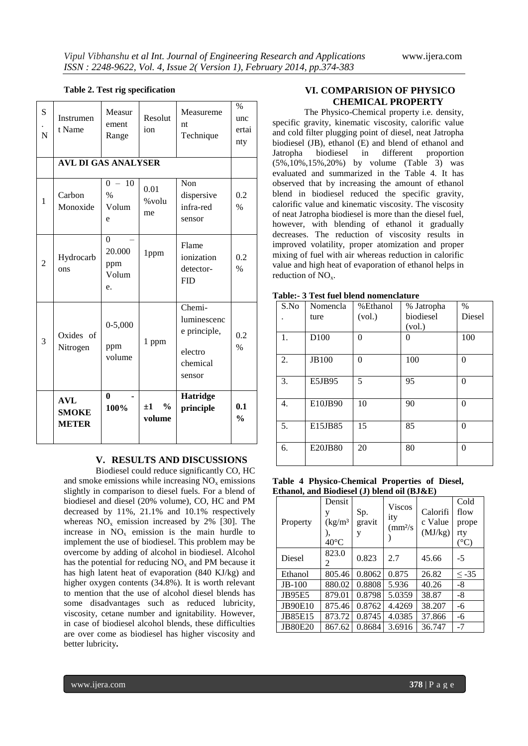**Table 2. Test rig specification**

| S.N | Instrument Name | Measurement Range | Resolution | Measurement Technique | % uncertainty |
|---|---|---|---|---|---|
| | **AVL DI GAS ANALYSER** | | | | |
| 1 | Carbon Monoxide | 0 – 10 % Volume | 0.01 %volume | Non dispersive infra-red sensor | 0.2 % |
| 2 | Hydrocarbons | 0 – 20.000 ppm Volume. | 1ppm | Flame ionization detector-FID | 0.2 % |
| 3 | Oxides of Nitrogen | 0-5,000 ppm volume | 1 ppm | Chemi-luminescence principle, electro chemical sensor | 0.2 % |
| | **AVL SMOKE METER** | **0 - 100%** | **±1 % volume** | **Hatridge principle** | **0.1 %** |

## V. RESULTS AND DISCUSSIONS

Biodiesel could reduce significantly CO, HC and smoke emissions while increasing $NO_x$ emissions slightly in comparison to diesel fuels. For a blend of biodiesel and diesel (20% volume), CO, HC and PM decreased by 11%, 21.1% and 10.1% respectively whereas $NO_x$ emission increased by 2% [30]. The increase in $NO_x$ emission is the main hurdle to implement the use of biodiesel. This problem may be overcome by adding of alcohol in biodiesel. Alcohol has the potential for reducing $NO_x$ and PM because it has high latent heat of evaporation (840 KJ/kg) and higher oxygen contents (34.8%). It is worth relevant to mention that the use of alcohol diesel blends has some disadvantages such as reduced lubricity, viscosity, cetane number and ignitability. However, in case of biodiesel alcohol blends, these difficulties are over come as biodiesel has higher viscosity and better lubricity**.**

## VI. COMPARISION OF PHYSICO CHEMICAL PROPERTY

The Physico-Chemical property i.e. density, specific gravity, kinematic viscosity, calorific value and cold filter plugging point of diesel, neat Jatropha biodiesel (JB), ethanol (E) and blend of ethanol and Jatropha biodiesel in different proportion (5%,10%,15%,20%) by volume (Table 3) was evaluated and summarized in the Table 4. It has observed that by increasing the amount of ethanol blend in biodiesel reduced the specific gravity, calorific value and kinematic viscosity. The viscosity of neat Jatropha biodiesel is more than the diesel fuel, however, with blending of ethanol it gradually decreases. The reduction of viscosity results in improved volatility, proper atomization and proper mixing of fuel with air whereas reduction in calorific value and high heat of evaporation of ethanol helps in reduction of $NO_x$.

**Table:- 3 Test fuel blend nomenclature**

| S.No. | Nomenclature | %Ethanol (vol.) | % Jatropha biodiesel (vol.) | % Diesel |
|---|---|---|---|---|
| 1. | D100 | 0 | 0 | 100 |
| 2. | JB100 | 0 | 100 | 0 |
| 3. | E5JB95 | 5 | 95 | 0 |
| 4. | E10JB90 | 10 | 90 | 0 |
| 5. | E15JB85 | 15 | 85 | 0 |
| 6. | E20JB80 | 20 | 80 | 0 |

**Table 4 Physico-Chemical Properties of Diesel, Ethanol, and Biodiesel (J) blend oil (BJ&E)**

| Property | Density ($kg/m^3$), 40°C | Sp. gravity | Viscosity ($mm^2/s$) | Calorific Value (MJ/kg) | Cold flow property (°C) |
|---|---|---|---|---|---|
| Diesel | 823.02 | 0.823 | 2.7 | 45.66 | -5 |
| Ethanol | 805.46 | 0.8062 | 0.875 | 26.82 | ≤ -35 |
| JB-100 | 880.02 | 0.8808 | 5.936 | 40.26 | -8 |
| JB95E5 | 879.01 | 0.8798 | 5.0359 | 38.87 | -8 |
| JB90E10 | 875.46 | 0.8762 | 4.4269 | 38.207 | -6 |
| JB85E15 | 873.72 | 0.8745 | 4.0385 | 37.866 | -6 |
| JB80E20 | 867.62 | 0.8684 | 3.6916 | 36.747 | -7 |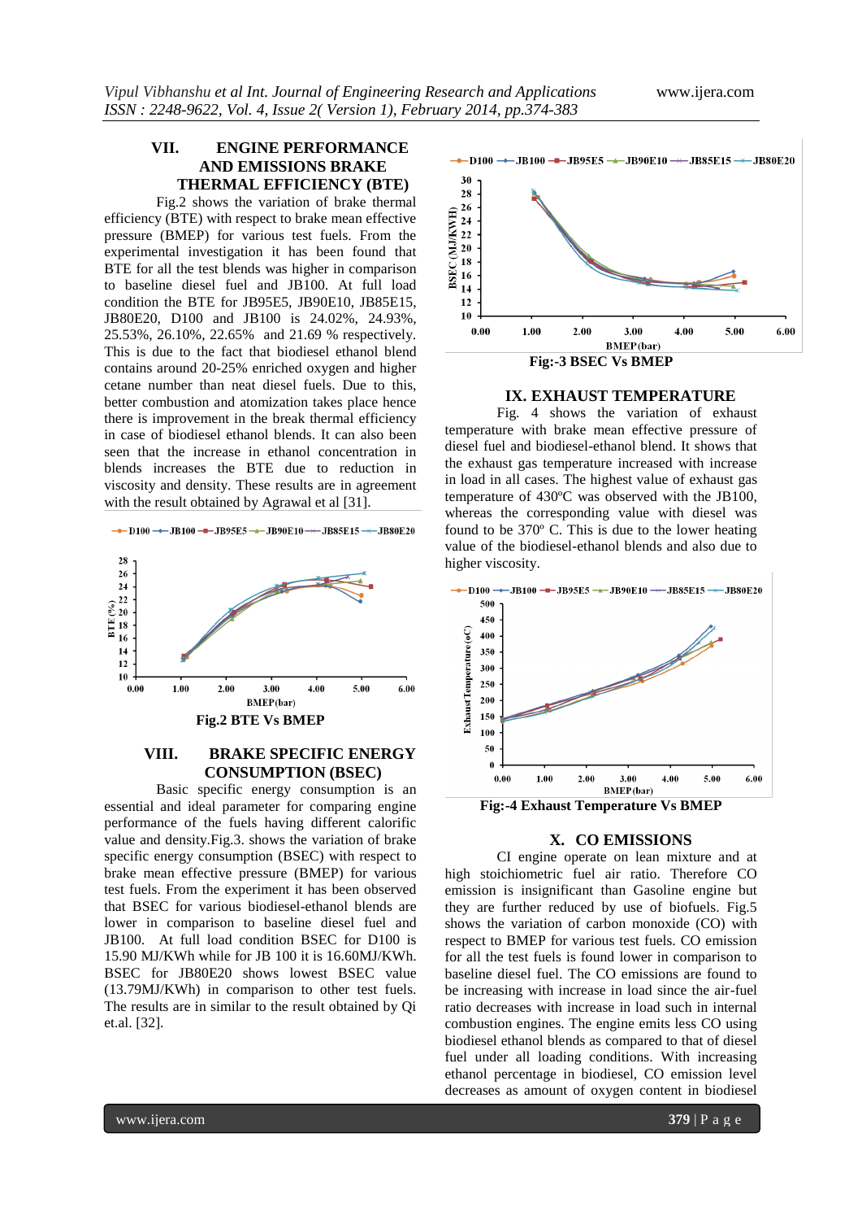## VII. ENGINE PERFORMANCE AND EMISSIONS BRAKE THERMAL EFFICIENCY (BTE)

Fig.2 shows the variation of brake thermal efficiency (BTE) with respect to brake mean effective pressure (BMEP) for various test fuels. From the experimental investigation it has been found that BTE for all the test blends was higher in comparison to baseline diesel fuel and JB100. At full load condition the BTE for JB95E5, JB90E10, JB85E15, JB80E20, D100 and JB100 is 24.02%, 24.93%, 25.53%, 26.10%, 22.65% and 21.69 % respectively. This is due to the fact that biodiesel ethanol blend contains around 20-25% enriched oxygen and higher cetane number than neat diesel fuels. Due to this, better combustion and atomization takes place hence there is improvement in the break thermal efficiency in case of biodiesel ethanol blends. It can also been seen that the increase in ethanol concentration in blends increases the BTE due to reduction in viscosity and density. These results are in agreement with the result obtained by Agrawal et al [31].

Fig.2 BTE Vs BMEP

## VIII. BRAKE SPECIFIC ENERGY CONSUMPTION (BSEC)

Basic specific energy consumption is an essential and ideal parameter for comparing engine performance of the fuels having different calorific value and density.Fig.3. shows the variation of brake specific energy consumption (BSEC) with respect to brake mean effective pressure (BMEP) for various test fuels. From the experiment it has been observed that BSEC for various biodiesel-ethanol blends are lower in comparison to baseline diesel fuel and JB100. At full load condition BSEC for D100 is 15.90 MJ/KWh while for JB 100 it is 16.60MJ/KWh. BSEC for JB80E20 shows lowest BSEC value (13.79MJ/KWh) in comparison to other test fuels. The results are in similar to the result obtained by Qi et.al. [32].

Fig:-3 BSEC Vs BMEP

## IX. EXHAUST TEMPERATURE

Fig. 4 shows the variation of exhaust temperature with brake mean effective pressure of diesel fuel and biodiesel-ethanol blend. It shows that the exhaust gas temperature increased with increase in load in all cases. The highest value of exhaust gas temperature of 430ºC was observed with the JB100, whereas the corresponding value with diesel was found to be 370º C. This is due to the lower heating value of the biodiesel-ethanol blends and also due to higher viscosity.

Fig:-4 Exhaust Temperature Vs BMEP

## X. CO EMISSIONS

CI engine operate on lean mixture and at high stoichiometric fuel air ratio. Therefore CO emission is insignificant than Gasoline engine but they are further reduced by use of biofuels. Fig.5 shows the variation of carbon monoxide (CO) with respect to BMEP for various test fuels. CO emission for all the test fuels is found lower in comparison to baseline diesel fuel. The CO emissions are found to be increasing with increase in load since the air-fuel ratio decreases with increase in load such in internal combustion engines. The engine emits less CO using biodiesel ethanol blends as compared to that of diesel fuel under all loading conditions. With increasing ethanol percentage in biodiesel, CO emission level decreases as amount of oxygen content in biodiesel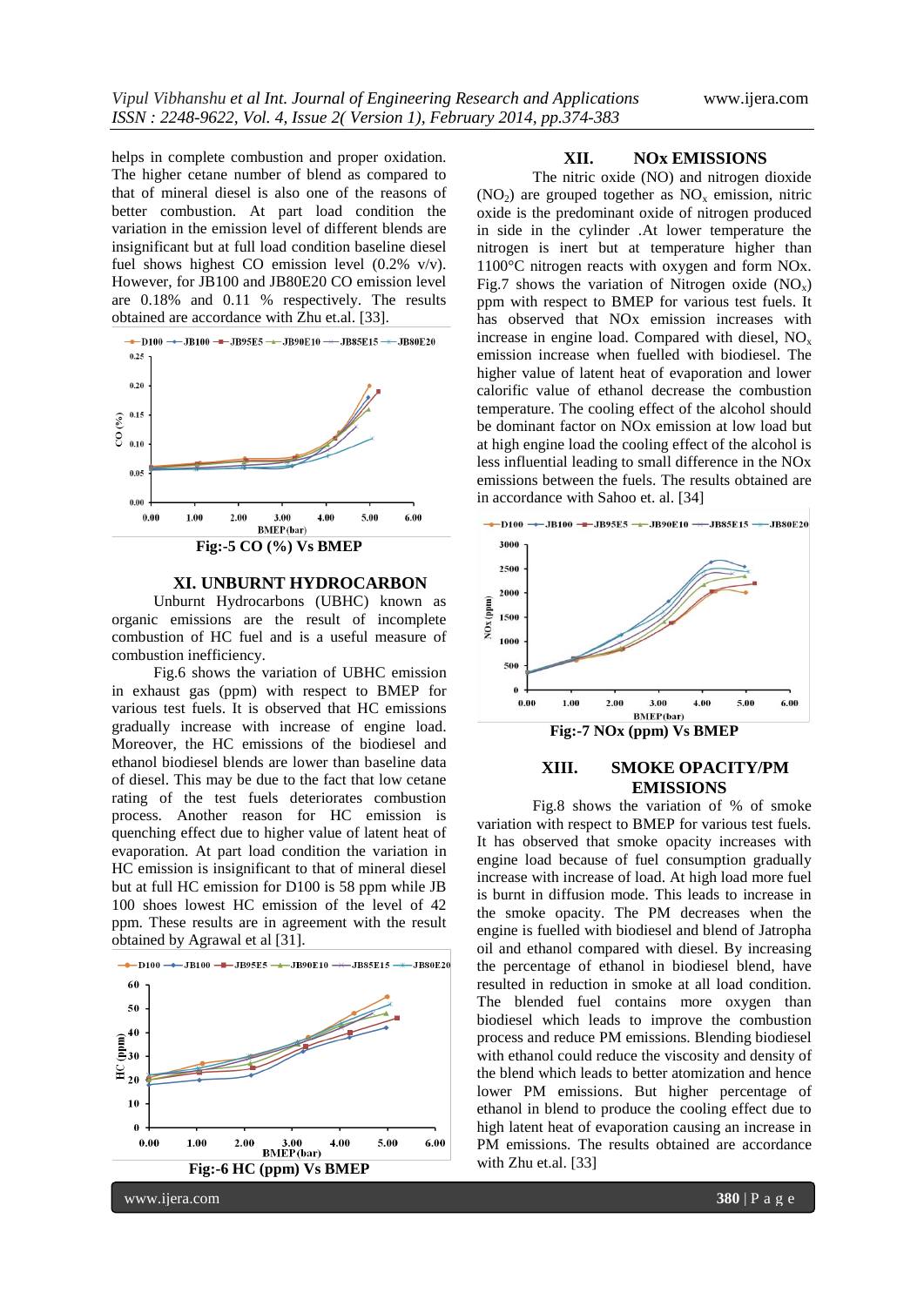helps in complete combustion and proper oxidation. The higher cetane number of blend as compared to that of mineral diesel is also one of the reasons of better combustion. At part load condition the variation in the emission level of different blends are insignificant but at full load condition baseline diesel fuel shows highest CO emission level (0.2% v/v). However, for JB100 and JB80E20 CO emission level are 0.18% and 0.11 % respectively. The results obtained are accordance with Zhu et.al. [33].

**Fig:-5 CO (%) Vs BMEP**

## XI. UNBURNT HYDROCARBON

Unburnt Hydrocarbons (UBHC) known as organic emissions are the result of incomplete combustion of HC fuel and is a useful measure of combustion inefficiency.

Fig.6 shows the variation of UBHC emission in exhaust gas (ppm) with respect to BMEP for various test fuels. It is observed that HC emissions gradually increase with increase of engine load. Moreover, the HC emissions of the biodiesel and ethanol biodiesel blends are lower than baseline data of diesel. This may be due to the fact that low cetane rating of the test fuels deteriorates combustion process. Another reason for HC emission is quenching effect due to higher value of latent heat of evaporation. At part load condition the variation in HC emission is insignificant to that of mineral diesel but at full HC emission for D100 is 58 ppm while JB 100 shoes lowest HC emission of the level of 42 ppm. These results are in agreement with the result obtained by Agrawal et al [31].

**Fig:-6 HC (ppm) Vs BMEP**

## XII. NOx EMISSIONS

The nitric oxide (NO) and nitrogen dioxide ($NO_2$) are grouped together as $NO_x$ emission, nitric oxide is the predominant oxide of nitrogen produced in side in the cylinder .At lower temperature the nitrogen is inert but at temperature higher than 1100°C nitrogen reacts with oxygen and form NOx. Fig.7 shows the variation of Nitrogen oxide ($NO_x$) ppm with respect to BMEP for various test fuels. It has observed that NOx emission increases with increase in engine load. Compared with diesel, $NO_x$ emission increase when fuelled with biodiesel. The higher value of latent heat of evaporation and lower calorific value of ethanol decrease the combustion temperature. The cooling effect of the alcohol should be dominant factor on NOx emission at low load but at high engine load the cooling effect of the alcohol is less influential leading to small difference in the NOx emissions between the fuels. The results obtained are in accordance with Sahoo et. al. [34]

**Fig:-7 NOx (ppm) Vs BMEP**

## XIII. SMOKE OPACITY/PM EMISSIONS

Fig.8 shows the variation of % of smoke variation with respect to BMEP for various test fuels. It has observed that smoke opacity increases with engine load because of fuel consumption gradually increase with increase of load. At high load more fuel is burnt in diffusion mode. This leads to increase in the smoke opacity. The PM decreases when the engine is fuelled with biodiesel and blend of Jatropha oil and ethanol compared with diesel. By increasing the percentage of ethanol in biodiesel blend, have resulted in reduction in smoke at all load condition. The blended fuel contains more oxygen than biodiesel which leads to improve the combustion process and reduce PM emissions. Blending biodiesel with ethanol could reduce the viscosity and density of the blend which leads to better atomization and hence lower PM emissions. But higher percentage of ethanol in blend to produce the cooling effect due to high latent heat of evaporation causing an increase in PM emissions. The results obtained are accordance with Zhu et.al. [33]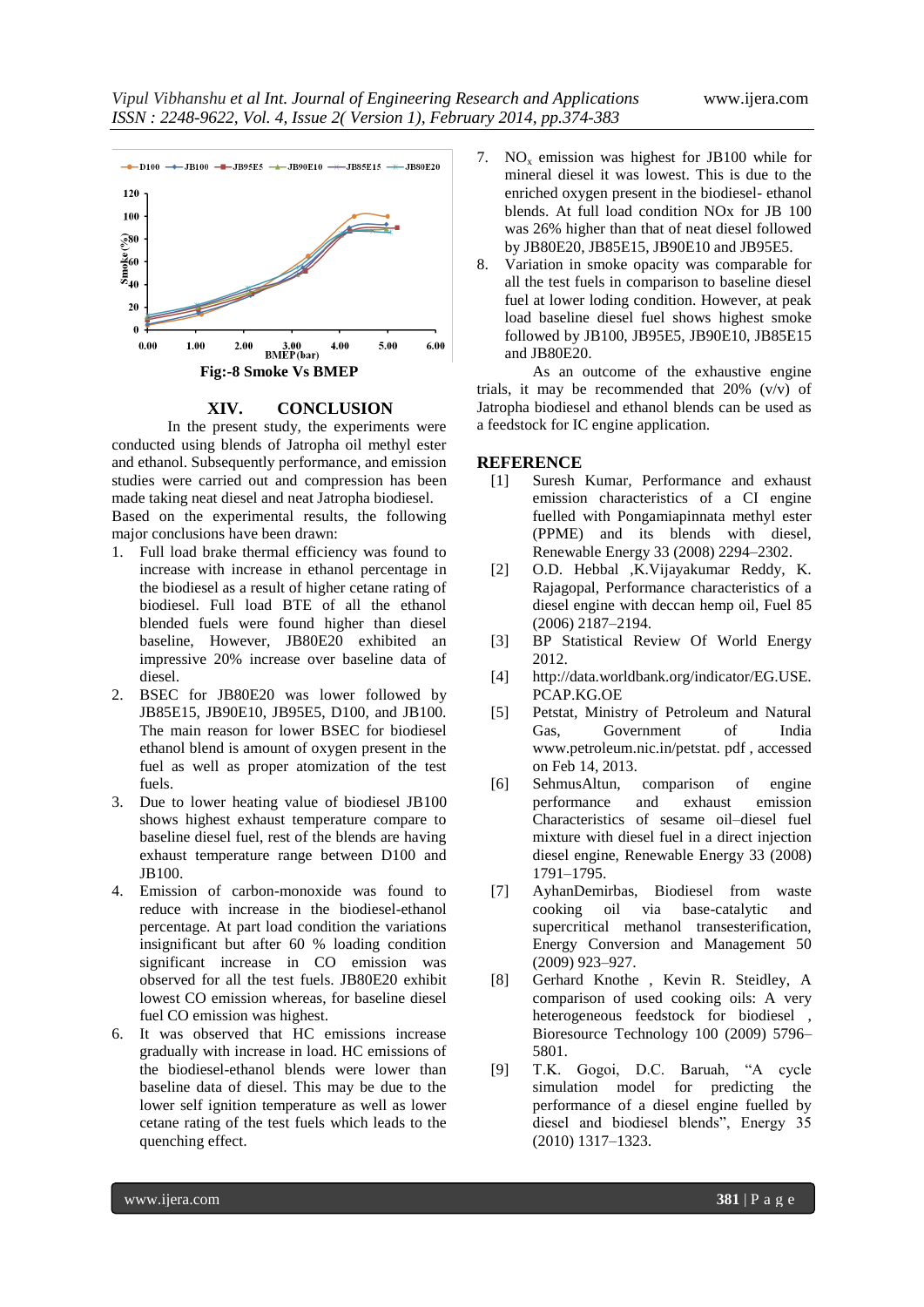Fig:-8 Smoke Vs BMEP

## XIV. CONCLUSION

In the present study, the experiments were conducted using blends of Jatropha oil methyl ester and ethanol. Subsequently performance, and emission studies were carried out and compression has been made taking neat diesel and neat Jatropha biodiesel. Based on the experimental results, the following major conclusions have been drawn:

1. Full load brake thermal efficiency was found to increase with increase in ethanol percentage in the biodiesel as a result of higher cetane rating of biodiesel. Full load BTE of all the ethanol blended fuels were found higher than diesel baseline, However, JB80E20 exhibited an impressive 20% increase over baseline data of diesel.
2. BSEC for JB80E20 was lower followed by JB85E15, JB90E10, JB95E5, D100, and JB100. The main reason for lower BSEC for biodiesel ethanol blend is amount of oxygen present in the fuel as well as proper atomization of the test fuels.
3. Due to lower heating value of biodiesel JB100 shows highest exhaust temperature compare to baseline diesel fuel, rest of the blends are having exhaust temperature range between D100 and JB100.
4. Emission of carbon-monoxide was found to reduce with increase in the biodiesel-ethanol percentage. At part load condition the variations insignificant but after 60 % loading condition significant increase in CO emission was observed for all the test fuels. JB80E20 exhibit lowest CO emission whereas, for baseline diesel fuel CO emission was highest.
6. It was observed that HC emissions increase gradually with increase in load. HC emissions of the biodiesel-ethanol blends were lower than baseline data of diesel. This may be due to the lower self ignition temperature as well as lower cetane rating of the test fuels which leads to the quenching effect.
7. $NO_x$ emission was highest for JB100 while for mineral diesel it was lowest. This is due to the enriched oxygen present in the biodiesel- ethanol blends. At full load condition NOx for JB 100 was 26% higher than that of neat diesel followed by JB80E20, JB85E15, JB90E10 and JB95E5.
8. Variation in smoke opacity was comparable for all the test fuels in comparison to baseline diesel fuel at lower loding condition. However, at peak load baseline diesel fuel shows highest smoke followed by JB100, JB95E5, JB90E10, JB85E15 and JB80E20.

As an outcome of the exhaustive engine trials, it may be recommended that 20% (v/v) of Jatropha biodiesel and ethanol blends can be used as a feedstock for IC engine application.

## REFERENCE

[1] Suresh Kumar, Performance and exhaust emission characteristics of a CI engine fuelled with Pongamiapinnata methyl ester (PPME) and its blends with diesel, Renewable Energy 33 (2008) 2294–2302.

[2] O.D. Hebbal ,K.Vijayakumar Reddy, K. Rajagopal, Performance characteristics of a diesel engine with deccan hemp oil, Fuel 85 (2006) 2187–2194.

[3] BP Statistical Review Of World Energy 2012.

[4] http://data.worldbank.org/indicator/EG.USE.PCAP.KG.OE

[5] Petstat, Ministry of Petroleum and Natural Gas, Government of India www.petroleum.nic.in/petstat. pdf , accessed on Feb 14, 2013.

[6] SehmusAltun, comparison of engine performance and exhaust emission Characteristics of sesame oil–diesel fuel mixture with diesel fuel in a direct injection diesel engine, Renewable Energy 33 (2008) 1791–1795.

[7] AyhanDemirbas, Biodiesel from waste cooking oil via base-catalytic and supercritical methanol transesterification, Energy Conversion and Management 50 (2009) 923–927.

[8] Gerhard Knothe , Kevin R. Steidley, A comparison of used cooking oils: A very heterogeneous feedstock for biodiesel , Bioresource Technology 100 (2009) 5796–5801.

[9] T.K. Gogoi, D.C. Baruah, "A cycle simulation model for predicting the performance of a diesel engine fuelled by diesel and biodiesel blends", Energy 35 (2010) 1317–1323.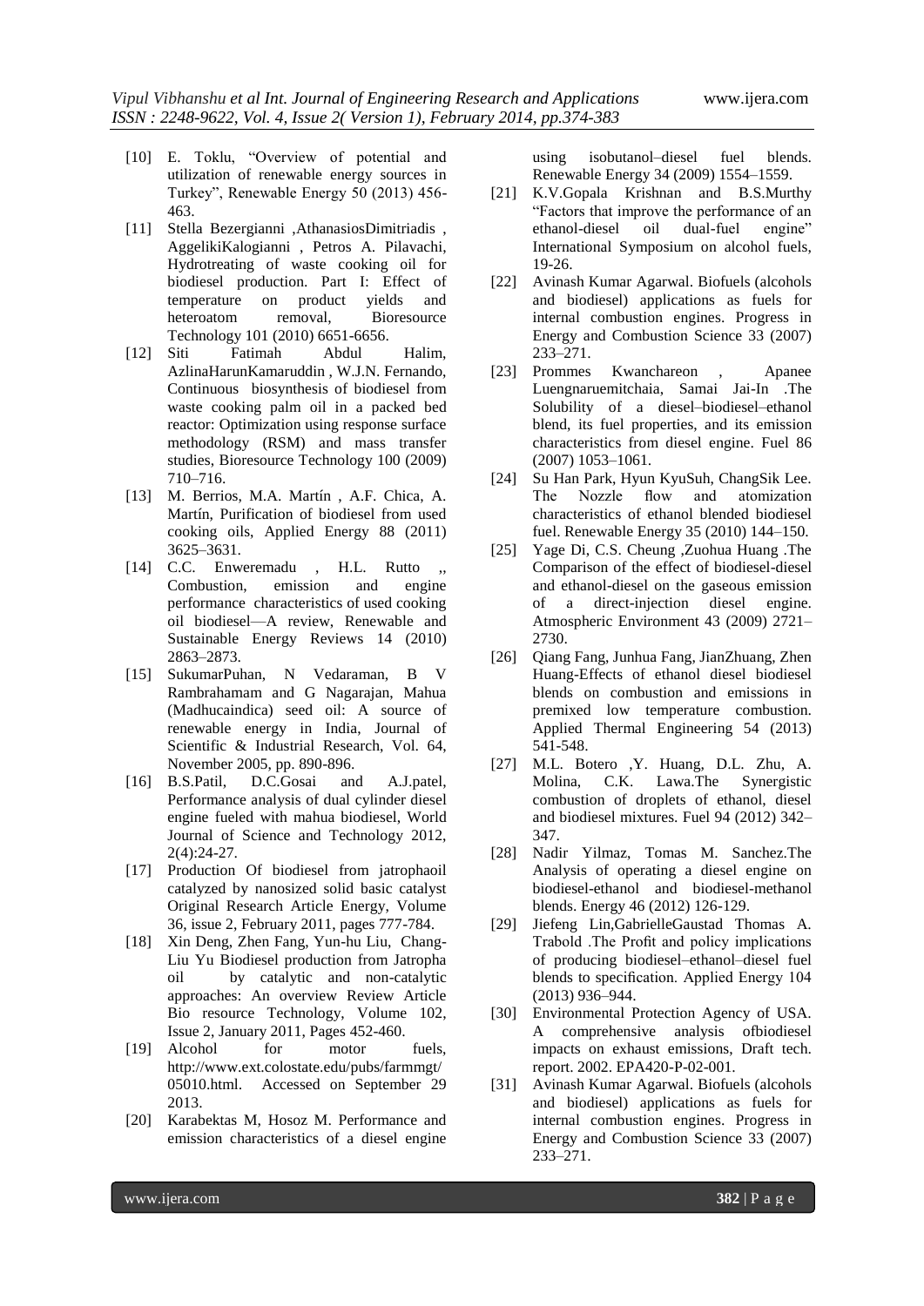- [10] E. Toklu, "Overview of potential and utilization of renewable energy sources in Turkey", Renewable Energy 50 (2013) 456-463.
- [11] Stella Bezergianni ,AthanasiosDimitriadis , AggelikiKalogianni , Petros A. Pilavachi, Hydrotreating of waste cooking oil for biodiesel production. Part I: Effect of temperature on product yields and heteroatom removal, Bioresource Technology 101 (2010) 6651-6656.
- [12] Siti Fatimah Abdul Halim, AzlinaHarunKamaruddin , W.J.N. Fernando, Continuous biosynthesis of biodiesel from waste cooking palm oil in a packed bed reactor: Optimization using response surface methodology (RSM) and mass transfer studies, Bioresource Technology 100 (2009) 710–716.
- [13] M. Berrios, M.A. Martín , A.F. Chica, A. Martín, Purification of biodiesel from used cooking oils, Applied Energy 88 (2011) 3625–3631.
- [14] C.C. Enweremadu , H.L. Rutto ,, Combustion, emission and engine performance characteristics of used cooking oil biodiesel—A review, Renewable and Sustainable Energy Reviews 14 (2010) 2863–2873.
- [15] SukumarPuhan, N Vedaraman, B V Rambrahamam and G Nagarajan, Mahua (Madhucaindica) seed oil: A source of renewable energy in India, Journal of Scientific & Industrial Research, Vol. 64, November 2005, pp. 890-896.
- [16] B.S.Patil, D.C.Gosai and A.J.patel, Performance analysis of dual cylinder diesel engine fueled with mahua biodiesel, World Journal of Science and Technology 2012, 2(4):24-27.
- [17] Production Of biodiesel from jatrophaoil catalyzed by nanosized solid basic catalyst Original Research Article Energy, Volume 36, issue 2, February 2011, pages 777-784.
- [18] Xin Deng, Zhen Fang, Yun-hu Liu, Chang-Liu Yu Biodiesel production from Jatropha oil by catalytic and non-catalytic approaches: An overview Review Article Bio resource Technology, Volume 102, Issue 2, January 2011, Pages 452-460.
- [19] Alcohol for motor fuels, http://www.ext.colostate.edu/pubs/farmmgt/05010.html. Accessed on September 29 2013.
- [20] Karabektas M, Hosoz M. Performance and emission characteristics of a diesel engine using isobutanol–diesel fuel blends. Renewable Energy 34 (2009) 1554–1559.
- [21] K.V.Gopala Krishnan and B.S.Murthy "Factors that improve the performance of an ethanol-diesel oil dual-fuel engine" International Symposium on alcohol fuels, 19-26.
- [22] Avinash Kumar Agarwal. Biofuels (alcohols and biodiesel) applications as fuels for internal combustion engines. Progress in Energy and Combustion Science 33 (2007) 233–271.
- [23] Prommes Kwanchareon , Apanee Luengnaruemitchaia, Samai Jai-In .The Solubility of a diesel–biodiesel–ethanol blend, its fuel properties, and its emission characteristics from diesel engine. Fuel 86 (2007) 1053–1061.
- [24] Su Han Park, Hyun KyuSuh, ChangSik Lee. The Nozzle flow and atomization characteristics of ethanol blended biodiesel fuel. Renewable Energy 35 (2010) 144–150.
- [25] Yage Di, C.S. Cheung ,Zuohua Huang .The Comparison of the effect of biodiesel-diesel and ethanol-diesel on the gaseous emission of a direct-injection diesel engine. Atmospheric Environment 43 (2009) 2721–2730.
- [26] Qiang Fang, Junhua Fang, JianZhuang, Zhen Huang-Effects of ethanol diesel biodiesel blends on combustion and emissions in premixed low temperature combustion. Applied Thermal Engineering 54 (2013) 541-548.
- [27] M.L. Botero ,Y. Huang, D.L. Zhu, A. Molina, C.K. Lawa.The Synergistic combustion of droplets of ethanol, diesel and biodiesel mixtures. Fuel 94 (2012) 342–347.
- [28] Nadir Yilmaz, Tomas M. Sanchez.The Analysis of operating a diesel engine on biodiesel-ethanol and biodiesel-methanol blends. Energy 46 (2012) 126-129.
- [29] Jiefeng Lin,GabrielleGaustad Thomas A. Trabold .The Profit and policy implications of producing biodiesel–ethanol–diesel fuel blends to specification. Applied Energy 104 (2013) 936–944.
- [30] Environmental Protection Agency of USA. A comprehensive analysis ofbiodiesel impacts on exhaust emissions, Draft tech. report. 2002. EPA420-P-02-001.
- [31] Avinash Kumar Agarwal. Biofuels (alcohols and biodiesel) applications as fuels for internal combustion engines. Progress in Energy and Combustion Science 33 (2007) 233–271.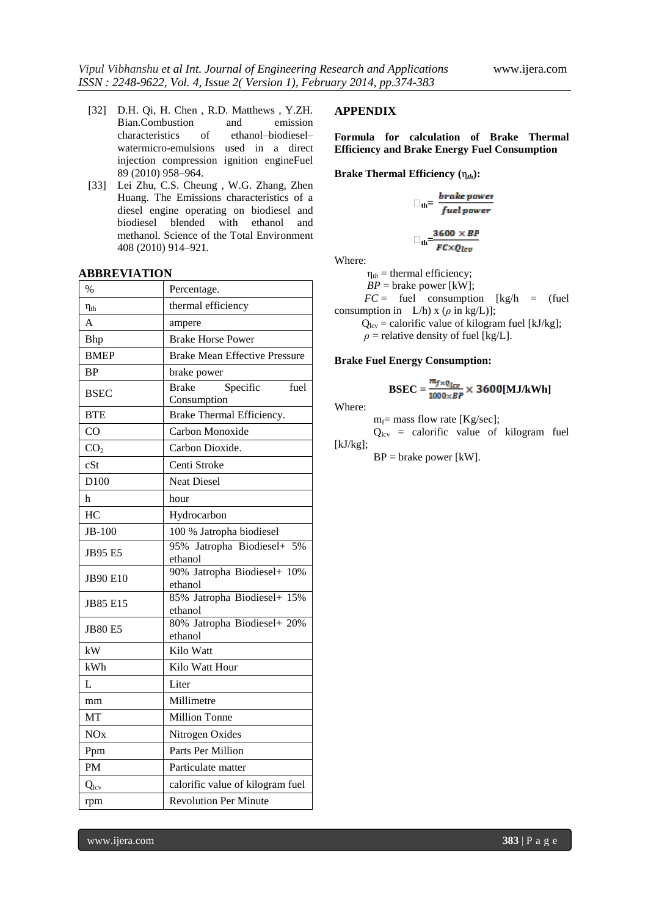[32] D.H. Qi, H. Chen , R.D. Matthews , Y.ZH. Bian.Combustion and emission characteristics of ethanol–biodiesel–watermicro-emulsions used in a direct injection compression ignition engineFuel 89 (2010) 958–964.

[33] Lei Zhu, C.S. Cheung , W.G. Zhang, Zhen Huang. The Emissions characteristics of a diesel engine operating on biodiesel and biodiesel blended with ethanol and methanol. Science of the Total Environment 408 (2010) 914–921.

## ABBREVIATION

| | |
|---|---|
| % | Percentage. |
| $\eta_{th}$ | thermal efficiency |
| A | ampere |
| Bhp | Brake Horse Power |
| BMEP | Brake Mean Effective Pressure |
| BP | brake power |
| BSEC | Brake Specific fuel Consumption |
| BTE | Brake Thermal Efficiency. |
| CO | Carbon Monoxide |
| $CO_2$ | Carbon Dioxide. |
| cSt | Centi Stroke |
| D100 | Neat Diesel |
| h | hour |
| HC | Hydrocarbon |
| JB-100 | 100 % Jatropha biodiesel |
| JB95 E5 | 95% Jatropha Biodiesel+ 5% ethanol |
| JB90 E10 | 90% Jatropha Biodiesel+ 10% ethanol |
| JB85 E15 | 85% Jatropha Biodiesel+ 15% ethanol |
| JB80 E5 | 80% Jatropha Biodiesel+ 20% ethanol |
| kW | Kilo Watt |
| kWh | Kilo Watt Hour |
| L | Liter |
| mm | Millimetre |
| MT | Million Tonne |
| NOx | Nitrogen Oxides |
| Ppm | Parts Per Million |
| PM | Particulate matter |
| $Q_{lcv}$ | calorific value of kilogram fuel |
| rpm | Revolution Per Minute |

## APPENDIX

**Formula for calculation of Brake Thermal Efficiency and Brake Energy Fuel Consumption**

**Brake Thermal Efficiency ($\eta_{th}$):**

$$\eta_{th} = \frac{brake\ power}{fuel\ power}$$

$$\eta_{th} = \frac{3600 \times BP}{FC \times Q_{lcv}}$$

Where:

$\eta_{th}$ = thermal efficiency;

$BP$ = brake power [kW];

$FC$ = fuel consumption [kg/h = (fuel consumption in L/h) x ($\rho$ in kg/L)];

$Q_{lcv}$ = calorific value of kilogram fuel [kJ/kg];

$\rho$ = relative density of fuel [kg/L].

**Brake Fuel Energy Consumption:**

$$\text{BSEC} = \frac{m_f \times Q_{lcv}}{1000 \times BP} \times 3600 \text{[MJ/kWh]}$$

Where:

$m_f$= mass flow rate [Kg/sec];

$Q_{lcv}$ = calorific value of kilogram fuel [kJ/kg];

BP = brake power [kW].